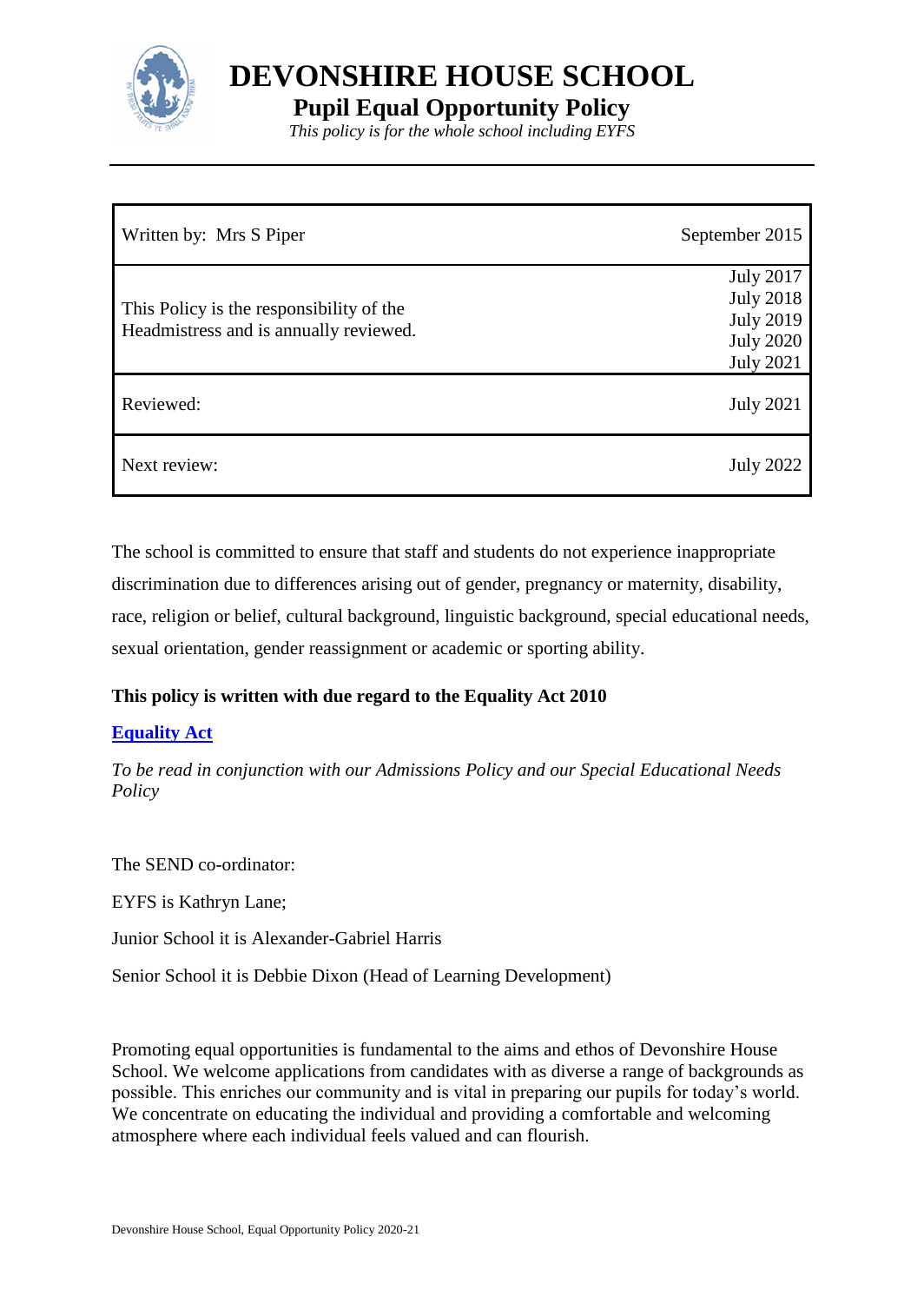# DEVONSHIRE HOUSE SCHOOL

## Pupil Equal Opportunity Policy

*This policy is for the whole school including EYFS*

| Written by: Mrs S Piper | September 2015 |
|---|---|
| This Policy is the responsibility of the Headmistress and is annually reviewed. | July 2017<br>July 2018<br>July 2019<br>July 2020<br>July 2021 |
| Reviewed: | July 2021 |
| Next review: | July 2022 |

The school is committed to ensure that staff and students do not experience inappropriate discrimination due to differences arising out of gender, pregnancy or maternity, disability, race, religion or belief, cultural background, linguistic background, special educational needs, sexual orientation, gender reassignment or academic or sporting ability.

**This policy is written with due regard to the Equality Act 2010**

**Equality Act**

*To be read in conjunction with our Admissions Policy and our Special Educational Needs Policy*

The SEND co-ordinator:

EYFS is Kathryn Lane;

Junior School it is Alexander-Gabriel Harris

Senior School it is Debbie Dixon (Head of Learning Development)

Promoting equal opportunities is fundamental to the aims and ethos of Devonshire House School. We welcome applications from candidates with as diverse a range of backgrounds as possible. This enriches our community and is vital in preparing our pupils for today's world. We concentrate on educating the individual and providing a comfortable and welcoming atmosphere where each individual feels valued and can flourish.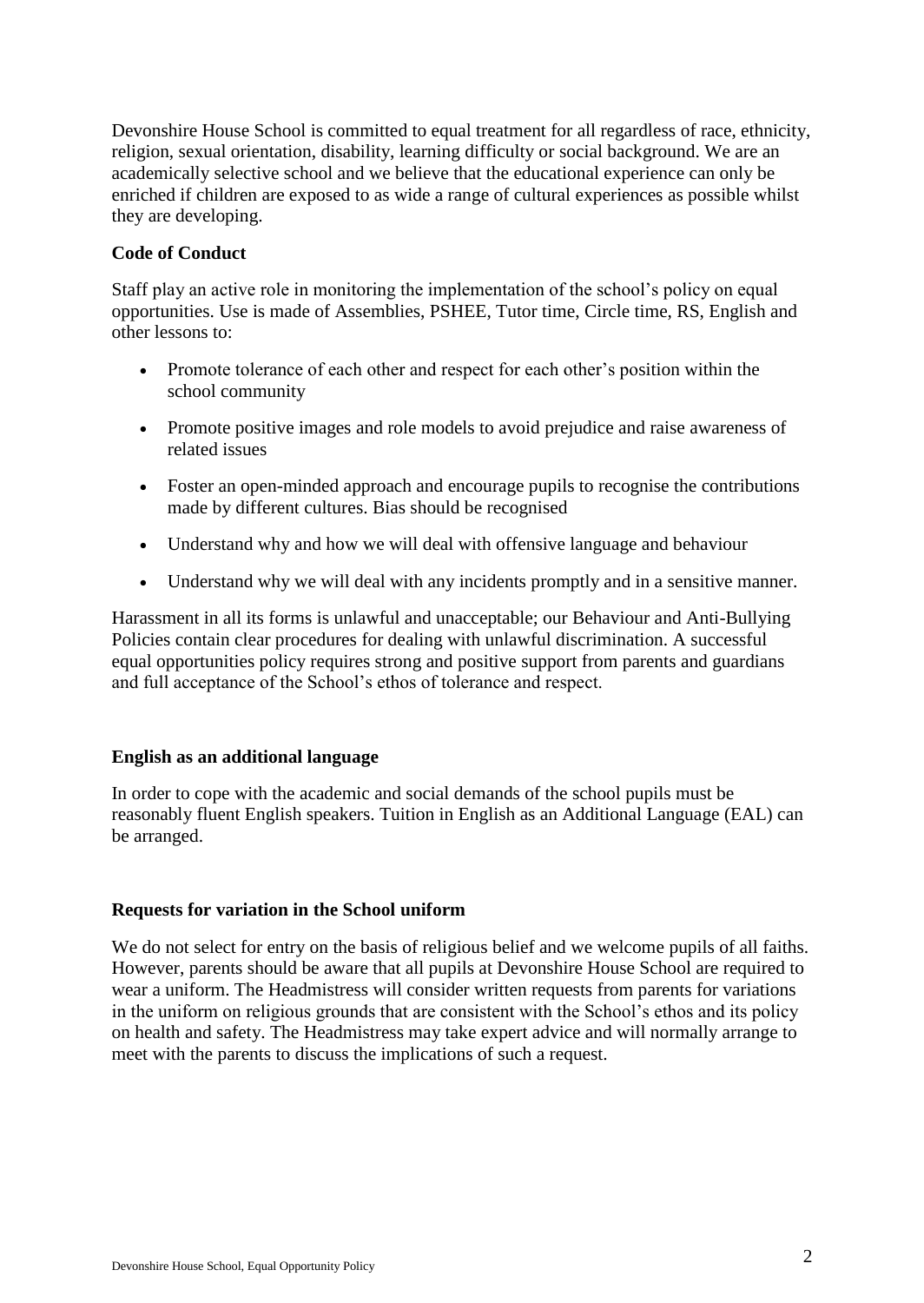Devonshire House School is committed to equal treatment for all regardless of race, ethnicity, religion, sexual orientation, disability, learning difficulty or social background. We are an academically selective school and we believe that the educational experience can only be enriched if children are exposed to as wide a range of cultural experiences as possible whilst they are developing.

**Code of Conduct**

Staff play an active role in monitoring the implementation of the school's policy on equal opportunities. Use is made of Assemblies, PSHEE, Tutor time, Circle time, RS, English and other lessons to:

- Promote tolerance of each other and respect for each other's position within the school community
- Promote positive images and role models to avoid prejudice and raise awareness of related issues
- Foster an open-minded approach and encourage pupils to recognise the contributions made by different cultures. Bias should be recognised
- Understand why and how we will deal with offensive language and behaviour
- Understand why we will deal with any incidents promptly and in a sensitive manner.

Harassment in all its forms is unlawful and unacceptable; our Behaviour and Anti-Bullying Policies contain clear procedures for dealing with unlawful discrimination. A successful equal opportunities policy requires strong and positive support from parents and guardians and full acceptance of the School's ethos of tolerance and respect.

**English as an additional language**

In order to cope with the academic and social demands of the school pupils must be reasonably fluent English speakers. Tuition in English as an Additional Language (EAL) can be arranged.

**Requests for variation in the School uniform**

We do not select for entry on the basis of religious belief and we welcome pupils of all faiths. However, parents should be aware that all pupils at Devonshire House School are required to wear a uniform. The Headmistress will consider written requests from parents for variations in the uniform on religious grounds that are consistent with the School's ethos and its policy on health and safety. The Headmistress may take expert advice and will normally arrange to meet with the parents to discuss the implications of such a request.